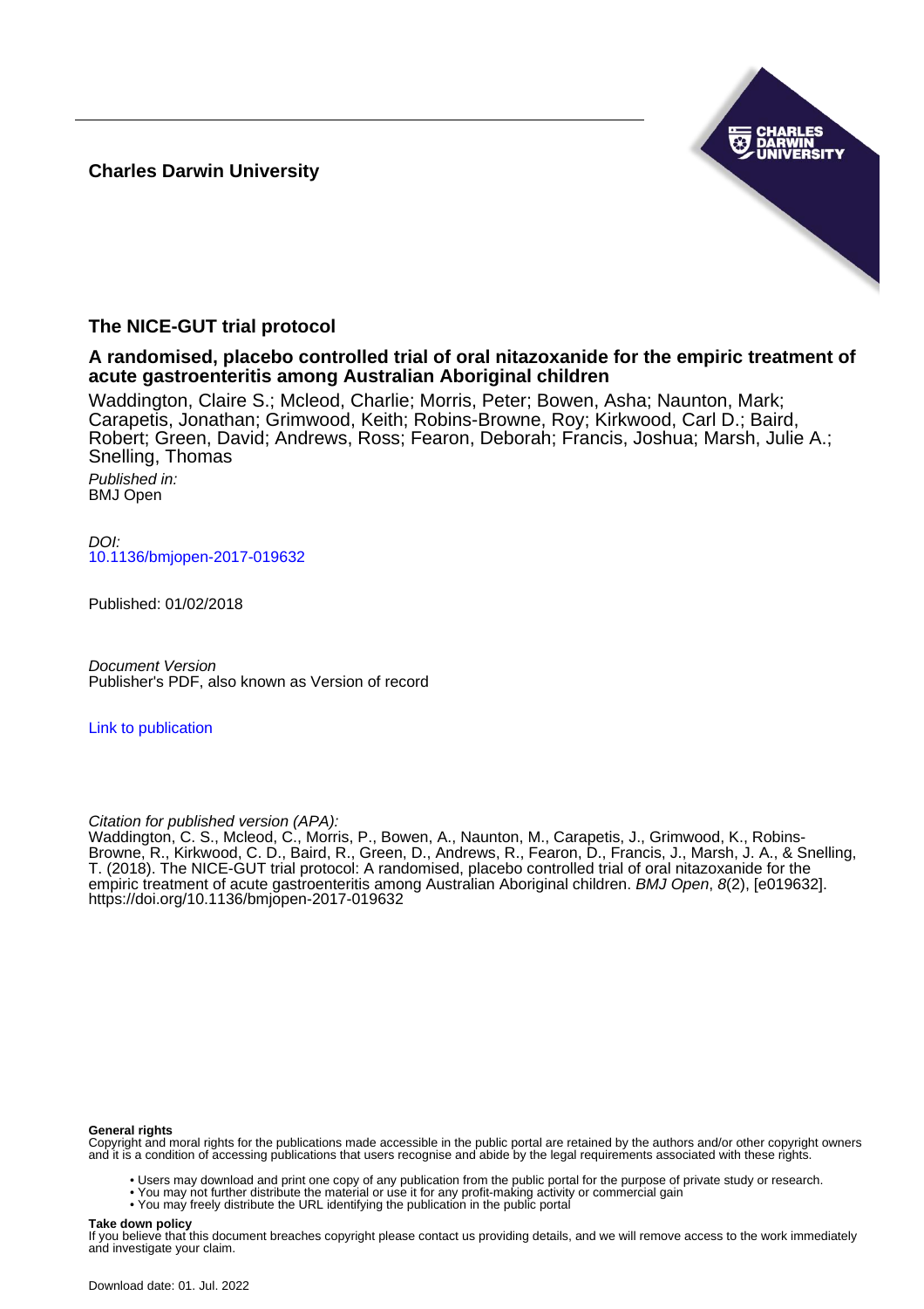**Charles Darwin University**

## The NICE-GUT trial protocol

### A randomised, placebo controlled trial of oral nitazoxanide for the empiric treatment of acute gastroenteritis among Australian Aboriginal children

Waddington, Claire S.; Mcleod, Charlie; Morris, Peter; Bowen, Asha; Naunton, Mark; Carapetis, Jonathan; Grimwood, Keith; Robins-Browne, Roy; Kirkwood, Carl D.; Baird, Robert; Green, David; Andrews, Ross; Fearon, Deborah; Francis, Joshua; Marsh, Julie A.; Snelling, Thomas

*Published in:*
BMJ Open

*DOI:*
10.1136/bmjopen-2017-019632

Published: 01/02/2018

*Document Version*
Publisher's PDF, also known as Version of record

Link to publication

*Citation for published version (APA):*
Waddington, C. S., Mcleod, C., Morris, P., Bowen, A., Naunton, M., Carapetis, J., Grimwood, K., Robins-Browne, R., Kirkwood, C. D., Baird, R., Green, D., Andrews, R., Fearon, D., Francis, J., Marsh, J. A., & Snelling, T. (2018). The NICE-GUT trial protocol: A randomised, placebo controlled trial of oral nitazoxanide for the empiric treatment of acute gastroenteritis among Australian Aboriginal children. *BMJ Open*, *8*(2), [e019632]. https://doi.org/10.1136/bmjopen-2017-019632

**General rights**
Copyright and moral rights for the publications made accessible in the public portal are retained by the authors and/or other copyright owners and it is a condition of accessing publications that users recognise and abide by the legal requirements associated with these rights.

- Users may download and print one copy of any publication from the public portal for the purpose of private study or research.
- You may not further distribute the material or use it for any profit-making activity or commercial gain
- You may freely distribute the URL identifying the publication in the public portal

**Take down policy**
If you believe that this document breaches copyright please contact us providing details, and we will remove access to the work immediately and investigate your claim.

Download date: 01. Jul. 2022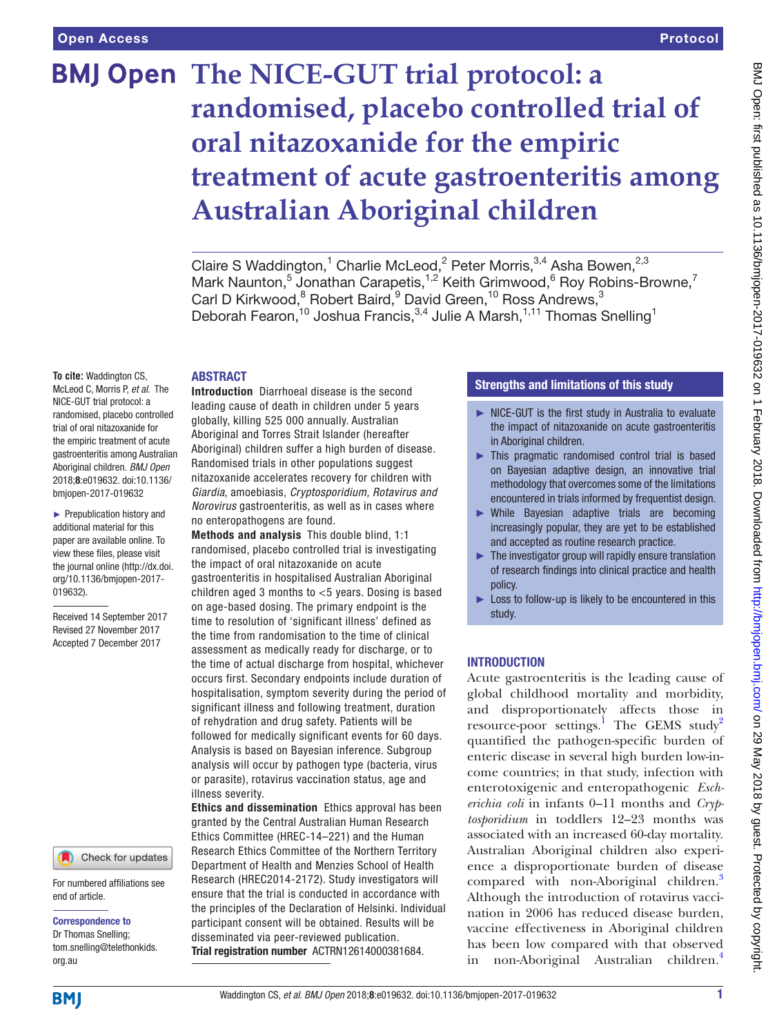# The NICE-GUT trial protocol: a randomised, placebo controlled trial of oral nitazoxanide for the empiric treatment of acute gastroenteritis among Australian Aboriginal children

Claire S Waddington,[1] Charlie McLeod,[2] Peter Morris,[3,4] Asha Bowen,[2,3] Mark Naunton,[5] Jonathan Carapetis,[1,2] Keith Grimwood,[6] Roy Robins-Browne,[7] Carl D Kirkwood,[8] Robert Baird,[9] David Green,[10] Ross Andrews,[3] Deborah Fearon,[10] Joshua Francis,[3,4] Julie A Marsh,[1,11] Thomas Snelling[1]

**To cite:** Waddington CS, McLeod C, Morris P, *et al*. The NICE-GUT trial protocol: a randomised, placebo controlled trial of oral nitazoxanide for the empiric treatment of acute gastroenteritis among Australian Aboriginal children. *BMJ Open* 2018;**8**:e019632. doi:10.1136/bmjopen-2017-019632

► Prepublication history and additional material for this paper are available online. To view these files, please visit the journal online (http://dx.doi.org/10.1136/bmjopen-2017-019632).

Received 14 September 2017
Revised 27 November 2017
Accepted 7 December 2017

For numbered affiliations see end of article.

**Correspondence to**
Dr Thomas Snelling;
tom.snelling@telethonkids.org.au

## ABSTRACT

**Introduction** Diarrhoeal disease is the second leading cause of death in children under 5 years globally, killing 525 000 annually. Australian Aboriginal and Torres Strait Islander (hereafter Aboriginal) children suffer a high burden of disease. Randomised trials in other populations suggest nitazoxanide accelerates recovery for children with *Giardia*, amoebiasis, *Cryptosporidium, Rotavirus and Norovirus* gastroenteritis, as well as in cases where no enteropathogens are found.

**Methods and analysis** This double blind, 1:1 randomised, placebo controlled trial is investigating the impact of oral nitazoxanide on acute gastroenteritis in hospitalised Australian Aboriginal children aged 3 months to <5 years. Dosing is based on age-based dosing. The primary endpoint is the time to resolution of 'significant illness' defined as the time from randomisation to the time of clinical assessment as medically ready for discharge, or to the time of actual discharge from hospital, whichever occurs first. Secondary endpoints include duration of hospitalisation, symptom severity during the period of significant illness and following treatment, duration of rehydration and drug safety. Patients will be followed for medically significant events for 60 days. Analysis is based on Bayesian inference. Subgroup analysis will occur by pathogen type (bacteria, virus or parasite), rotavirus vaccination status, age and illness severity.

**Ethics and dissemination** Ethics approval has been granted by the Central Australian Human Research Ethics Committee (HREC-14–221) and the Human Research Ethics Committee of the Northern Territory Department of Health and Menzies School of Health Research (HREC2014-2172). Study investigators will ensure that the trial is conducted in accordance with the principles of the Declaration of Helsinki. Individual participant consent will be obtained. Results will be disseminated via peer-reviewed publication.

**Trial registration number** ACTRN12614000381684.

### Strengths and limitations of this study

- ► NICE-GUT is the first study in Australia to evaluate the impact of nitazoxanide on acute gastroenteritis in Aboriginal children.
- ► This pragmatic randomised control trial is based on Bayesian adaptive design, an innovative trial methodology that overcomes some of the limitations encountered in trials informed by frequentist design.
- ► While Bayesian adaptive trials are becoming increasingly popular, they are yet to be established and accepted as routine research practice.
- ► The investigator group will rapidly ensure translation of research findings into clinical practice and health policy.
- ► Loss to follow-up is likely to be encountered in this study.

## INTRODUCTION

Acute gastroenteritis is the leading cause of global childhood mortality and morbidity, and disproportionately affects those in resource-poor settings.[1] The GEMS study[2] quantified the pathogen-specific burden of enteric disease in several high burden low-income countries; in that study, infection with enterotoxigenic and enteropathogenic *Escherichia coli* in infants 0–11 months and *Cryptosporidium* in toddlers 12–23 months was associated with an increased 60-day mortality. Australian Aboriginal children also experience a disproportionate burden of disease compared with non-Aboriginal children.[3] Although the introduction of rotavirus vaccination in 2006 has reduced disease burden, vaccine effectiveness in Aboriginal children has been low compared with that observed in non-Aboriginal Australian children.[4]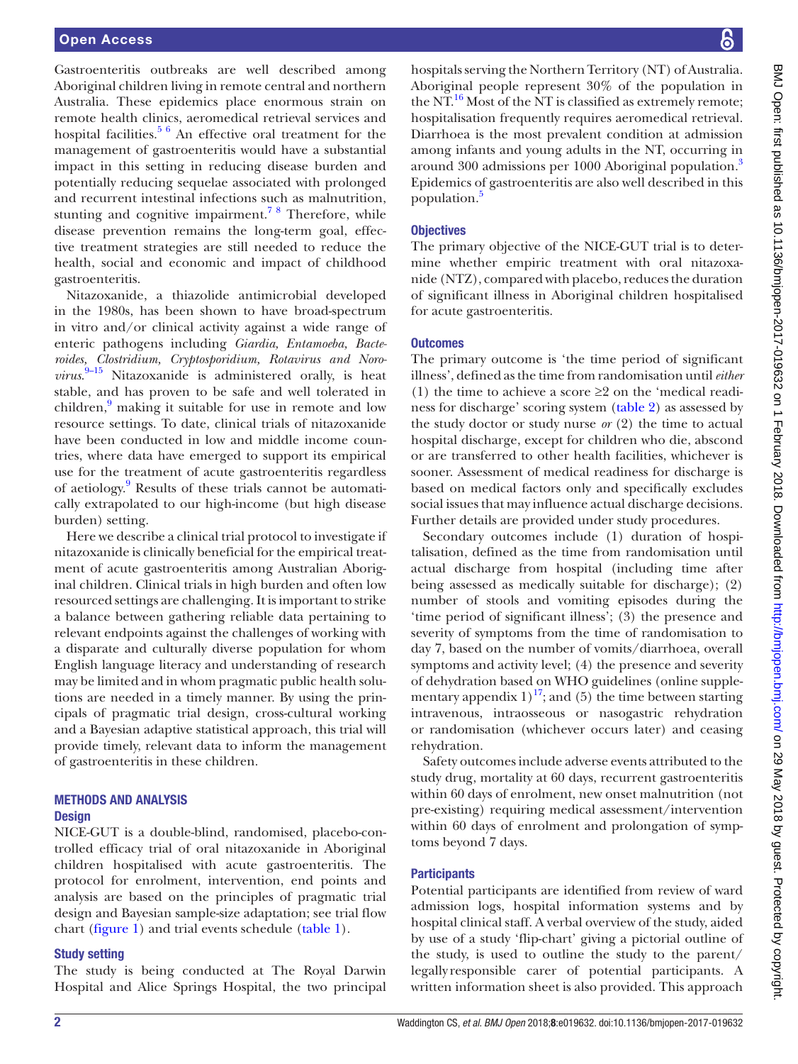Gastroenteritis outbreaks are well described among Aboriginal children living in remote central and northern Australia. These epidemics place enormous strain on remote health clinics, aeromedical retrieval services and hospital facilities.[5 6] An effective oral treatment for the management of gastroenteritis would have a substantial impact in this setting in reducing disease burden and potentially reducing sequelae associated with prolonged and recurrent intestinal infections such as malnutrition, stunting and cognitive impairment.[7 8] Therefore, while disease prevention remains the long-term goal, effective treatment strategies are still needed to reduce the health, social and economic and impact of childhood gastroenteritis.

Nitazoxanide, a thiazolide antimicrobial developed in the 1980s, has been shown to have broad-spectrum in vitro and/or clinical activity against a wide range of enteric pathogens including *Giardia, Entamoeba, Bacteroides, Clostridium, Cryptosporidium, Rotavirus and Norovirus.*[9–15] Nitazoxanide is administered orally, is heat stable, and has proven to be safe and well tolerated in children,[9] making it suitable for use in remote and low resource settings. To date, clinical trials of nitazoxanide have been conducted in low and middle income countries, where data have emerged to support its empirical use for the treatment of acute gastroenteritis regardless of aetiology.[9] Results of these trials cannot be automatically extrapolated to our high-income (but high disease burden) setting.

Here we describe a clinical trial protocol to investigate if nitazoxanide is clinically beneficial for the empirical treatment of acute gastroenteritis among Australian Aboriginal children. Clinical trials in high burden and often low resourced settings are challenging. It is important to strike a balance between gathering reliable data pertaining to relevant endpoints against the challenges of working with a disparate and culturally diverse population for whom English language literacy and understanding of research may be limited and in whom pragmatic public health solutions are needed in a timely manner. By using the principals of pragmatic trial design, cross-cultural working and a Bayesian adaptive statistical approach, this trial will provide timely, relevant data to inform the management of gastroenteritis in these children.

## METHODS AND ANALYSIS

### Design

NICE-GUT is a double-blind, randomised, placebo-controlled efficacy trial of oral nitazoxanide in Aboriginal children hospitalised with acute gastroenteritis. The protocol for enrolment, intervention, end points and analysis are based on the principles of pragmatic trial design and Bayesian sample-size adaptation; see trial flow chart (figure 1) and trial events schedule (table 1).

### Study setting

The study is being conducted at The Royal Darwin Hospital and Alice Springs Hospital, the two principal hospitals serving the Northern Territory (NT) of Australia. Aboriginal people represent 30% of the population in the NT.[16] Most of the NT is classified as extremely remote; hospitalisation frequently requires aeromedical retrieval. Diarrhoea is the most prevalent condition at admission among infants and young adults in the NT, occurring in around 300 admissions per 1000 Aboriginal population.[3] Epidemics of gastroenteritis are also well described in this population.[5]

### Objectives

The primary objective of the NICE-GUT trial is to determine whether empiric treatment with oral nitazoxanide (NTZ), compared with placebo, reduces the duration of significant illness in Aboriginal children hospitalised for acute gastroenteritis.

### Outcomes

The primary outcome is 'the time period of significant illness', defined as the time from randomisation until *either* (1) the time to achieve a score ≥2 on the 'medical readiness for discharge' scoring system (table 2) as assessed by the study doctor or study nurse *or* (2) the time to actual hospital discharge, except for children who die, abscond or are transferred to other health facilities, whichever is sooner. Assessment of medical readiness for discharge is based on medical factors only and specifically excludes social issues that may influence actual discharge decisions. Further details are provided under study procedures.

Secondary outcomes include (1) duration of hospitalisation, defined as the time from randomisation until actual discharge from hospital (including time after being assessed as medically suitable for discharge); (2) number of stools and vomiting episodes during the 'time period of significant illness'; (3) the presence and severity of symptoms from the time of randomisation to day 7, based on the number of vomits/diarrhoea, overall symptoms and activity level; (4) the presence and severity of dehydration based on WHO guidelines (online supplementary appendix 1)[17]; and (5) the time between starting intravenous, intraosseous or nasogastric rehydration or randomisation (whichever occurs later) and ceasing rehydration.

Safety outcomes include adverse events attributed to the study drug, mortality at 60 days, recurrent gastroenteritis within 60 days of enrolment, new onset malnutrition (not pre-existing) requiring medical assessment/intervention within 60 days of enrolment and prolongation of symptoms beyond 7 days.

### Participants

Potential participants are identified from review of ward admission logs, hospital information systems and by hospital clinical staff. A verbal overview of the study, aided by use of a study 'flip-chart' giving a pictorial outline of the study, is used to outline the study to the parent/legally responsible carer of potential participants. A written information sheet is also provided. This approach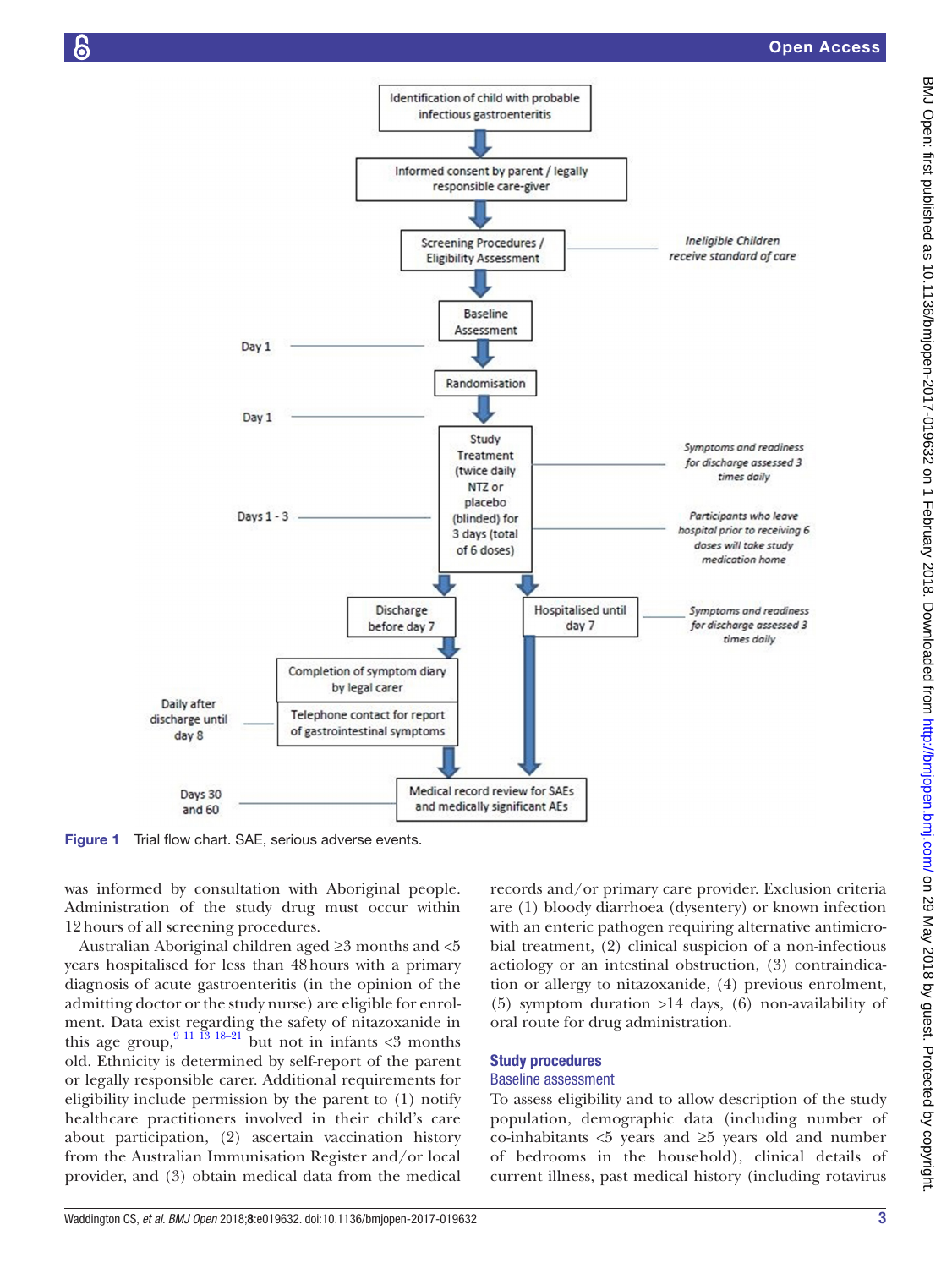Figure 1 Trial flow chart. SAE, serious adverse events.

was informed by consultation with Aboriginal people. Administration of the study drug must occur within 12 hours of all screening procedures.

Australian Aboriginal children aged ≥3 months and <5 years hospitalised for less than 48 hours with a primary diagnosis of acute gastroenteritis (in the opinion of the admitting doctor or the study nurse) are eligible for enrolment. Data exist regarding the safety of nitazoxanide in this age group,[9 11 13 18–21] but not in infants <3 months old. Ethnicity is determined by self-report of the parent or legally responsible carer. Additional requirements for eligibility include permission by the parent to (1) notify healthcare practitioners involved in their child's care about participation, (2) ascertain vaccination history from the Australian Immunisation Register and/or local provider, and (3) obtain medical data from the medical records and/or primary care provider. Exclusion criteria are (1) bloody diarrhoea (dysentery) or known infection with an enteric pathogen requiring alternative antimicrobial treatment, (2) clinical suspicion of a non-infectious aetiology or an intestinal obstruction, (3) contraindication or allergy to nitazoxanide, (4) previous enrolment, (5) symptom duration >14 days, (6) non-availability of oral route for drug administration.

## Study procedures

### Baseline assessment

To assess eligibility and to allow description of the study population, demographic data (including number of co-inhabitants <5 years and ≥5 years old and number of bedrooms in the household), clinical details of current illness, past medical history (including rotavirus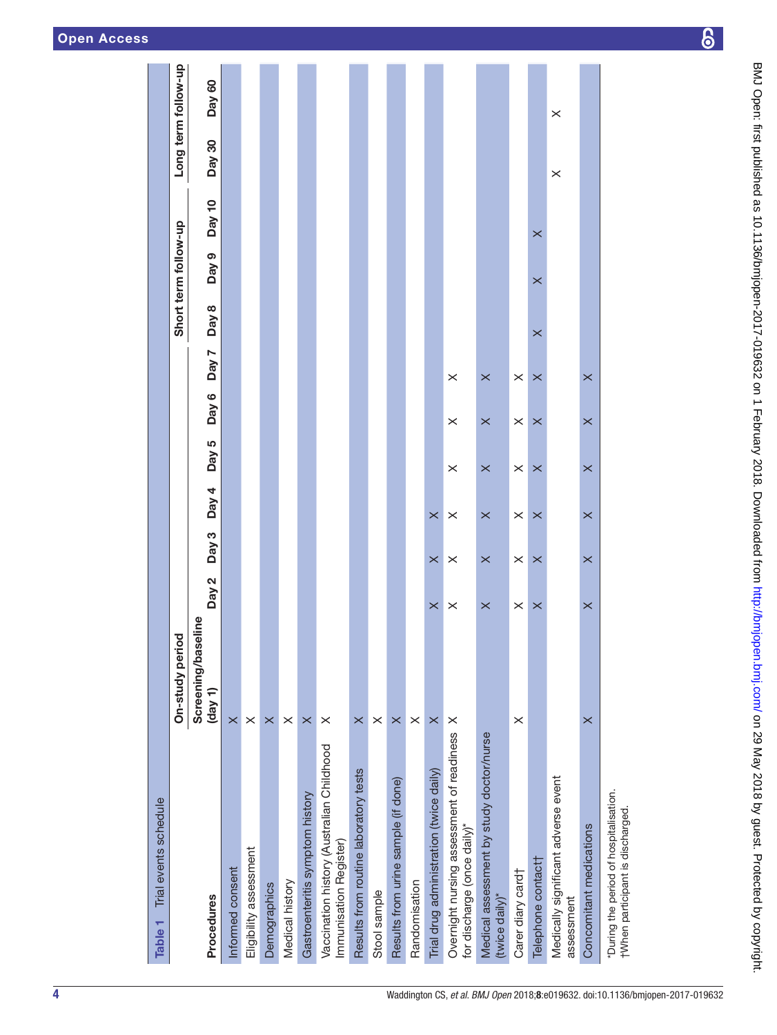**Table 1** Trial events schedule

| Procedures | On-study period |  |  |  |  |  |  | Short term follow-up |  |  | Long term follow-up |  |
|---|---|---|---|---|---|---|---|---|---|---|---|---|
|  | Screening/baseline (day 1) | Day 2 | Day 3 | Day 4 | Day 5 | Day 6 | Day 7 | Day 8 | Day 9 | Day 10 | Day 30 | Day 60 |
| Informed consent | X |  |  |  |  |  |  |  |  |  |  |  |
| Eligibility assessment | X |  |  |  |  |  |  |  |  |  |  |  |
| Demographics | X |  |  |  |  |  |  |  |  |  |  |  |
| Medical history | X |  |  |  |  |  |  |  |  |  |  |  |
| Gastroenteritis symptom history | X |  |  |  |  |  |  |  |  |  |  |  |
| Vaccination history (Australian Childhood Immunisation Register) | X |  |  |  |  |  |  |  |  |  |  |  |
| Results from routine laboratory tests | X |  |  |  |  |  |  |  |  |  |  |  |
| Stool sample | X |  |  |  |  |  |  |  |  |  |  |  |
| Results from urine sample (if done) | X |  |  |  |  |  |  |  |  |  |  |  |
| Randomisation | X |  |  |  |  |  |  |  |  |  |  |  |
| Trial drug administration (twice daily) | X | X | X | X |  |  |  |  |  |  |  |  |
| Overnight nursing assessment of readiness for discharge (once daily)* | X | X | X | X | X | X | X |  |  |  |  |  |
| Medical assessment by study doctor/nurse (twice daily)* |  | X | X | X | X | X | X |  |  |  |  |  |
| Carer diary card† | X | X | X | X | X | X | X |  |  |  |  |  |
| Telephone contact† |  | X | X | X | X | X | X | X | X | X |  |  |
| Medically significant adverse event assessment |  |  |  |  |  |  |  |  |  |  | X | X |
| Concomitant medications | X | X | X | X | X | X | X |  |  |  |  |  |

*During the period of hospitalisation.
†When participant is discharged.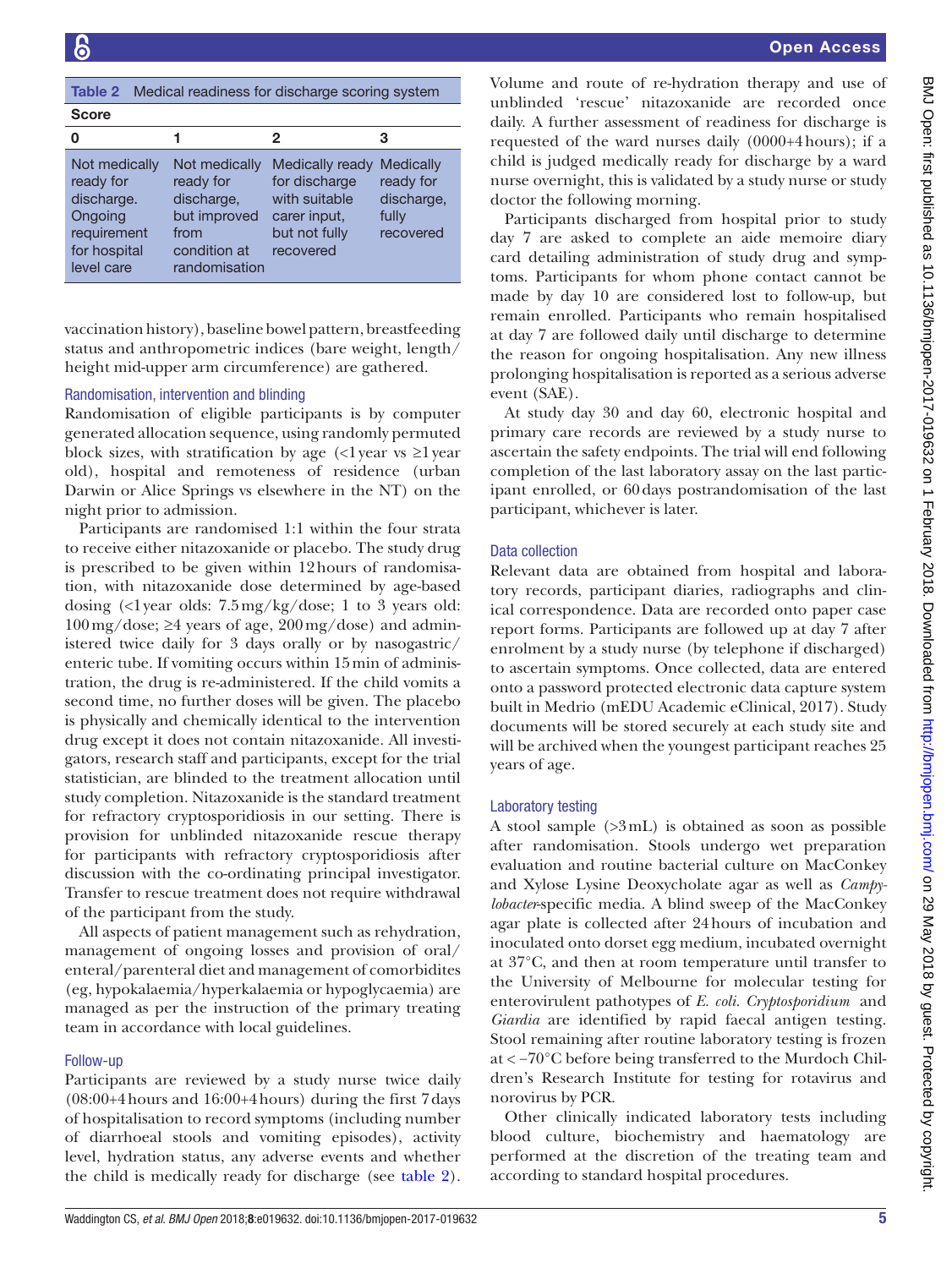Table 2 Medical readiness for discharge scoring system

| Score | | | |
|---|---|---|---|
| 0 | 1 | 2 | 3 |
| Not medically ready for discharge. Ongoing requirement for hospital level care | Not medically ready for discharge, but improved from condition at randomisation | Medically ready for discharge with suitable carer input, but not fully recovered | Medically ready for discharge, fully recovered |

vaccination history), baseline bowel pattern, breastfeeding status and anthropometric indices (bare weight, length/height mid-upper arm circumference) are gathered.

### Randomisation, intervention and blinding

Randomisation of eligible participants is by computer generated allocation sequence, using randomly permuted block sizes, with stratification by age (<1 year vs ≥1 year old), hospital and remoteness of residence (urban Darwin or Alice Springs vs elsewhere in the NT) on the night prior to admission.

Participants are randomised 1:1 within the four strata to receive either nitazoxanide or placebo. The study drug is prescribed to be given within 12 hours of randomisation, with nitazoxanide dose determined by age-based dosing (<1 year olds: 7.5 mg/kg/dose; 1 to 3 years old: 100 mg/dose; ≥4 years of age, 200 mg/dose) and administered twice daily for 3 days orally or by nasogastric/enteric tube. If vomiting occurs within 15 min of administration, the drug is re-administered. If the child vomits a second time, no further doses will be given. The placebo is physically and chemically identical to the intervention drug except it does not contain nitazoxanide. All investigators, research staff and participants, except for the trial statistician, are blinded to the treatment allocation until study completion. Nitazoxanide is the standard treatment for refractory cryptosporidiosis in our setting. There is provision for unblinded nitazoxanide rescue therapy for participants with refractory cryptosporidiosis after discussion with the co-ordinating principal investigator. Transfer to rescue treatment does not require withdrawal of the participant from the study.

All aspects of patient management such as rehydration, management of ongoing losses and provision of oral/enteral/parenteral diet and management of comorbidites (eg, hypokalaemia/hyperkalaemia or hypoglycaemia) are managed as per the instruction of the primary treating team in accordance with local guidelines.

### Follow-up

Participants are reviewed by a study nurse twice daily (08:00+4 hours and 16:00+4 hours) during the first 7 days of hospitalisation to record symptoms (including number of diarrhoeal stools and vomiting episodes), activity level, hydration status, any adverse events and whether the child is medically ready for discharge (see table 2). Volume and route of re-hydration therapy and use of unblinded 'rescue' nitazoxanide are recorded once daily. A further assessment of readiness for discharge is requested of the ward nurses daily (0000+4 hours); if a child is judged medically ready for discharge by a ward nurse overnight, this is validated by a study nurse or study doctor the following morning.

Participants discharged from hospital prior to study day 7 are asked to complete an aide memoire diary card detailing administration of study drug and symptoms. Participants for whom phone contact cannot be made by day 10 are considered lost to follow-up, but remain enrolled. Participants who remain hospitalised at day 7 are followed daily until discharge to determine the reason for ongoing hospitalisation. Any new illness prolonging hospitalisation is reported as a serious adverse event (SAE).

At study day 30 and day 60, electronic hospital and primary care records are reviewed by a study nurse to ascertain the safety endpoints. The trial will end following completion of the last laboratory assay on the last participant enrolled, or 60 days postrandomisation of the last participant, whichever is later.

### Data collection

Relevant data are obtained from hospital and laboratory records, participant diaries, radiographs and clinical correspondence. Data are recorded onto paper case report forms. Participants are followed up at day 7 after enrolment by a study nurse (by telephone if discharged) to ascertain symptoms. Once collected, data are entered onto a password protected electronic data capture system built in Medrio (mEDU Academic eClinical, 2017). Study documents will be stored securely at each study site and will be archived when the youngest participant reaches 25 years of age.

### Laboratory testing

A stool sample (>3 mL) is obtained as soon as possible after randomisation. Stools undergo wet preparation evaluation and routine bacterial culture on MacConkey and Xylose Lysine Deoxycholate agar as well as *Campylobacter*-specific media. A blind sweep of the MacConkey agar plate is collected after 24 hours of incubation and inoculated onto dorset egg medium, incubated overnight at 37°C, and then at room temperature until transfer to the University of Melbourne for molecular testing for enterovirulent pathotypes of *E. coli*. *Cryptosporidium* and *Giardia* are identified by rapid faecal antigen testing. Stool remaining after routine laboratory testing is frozen at < −70°C before being transferred to the Murdoch Children's Research Institute for testing for rotavirus and norovirus by PCR.

Other clinically indicated laboratory tests including blood culture, biochemistry and haematology are performed at the discretion of the treating team and according to standard hospital procedures.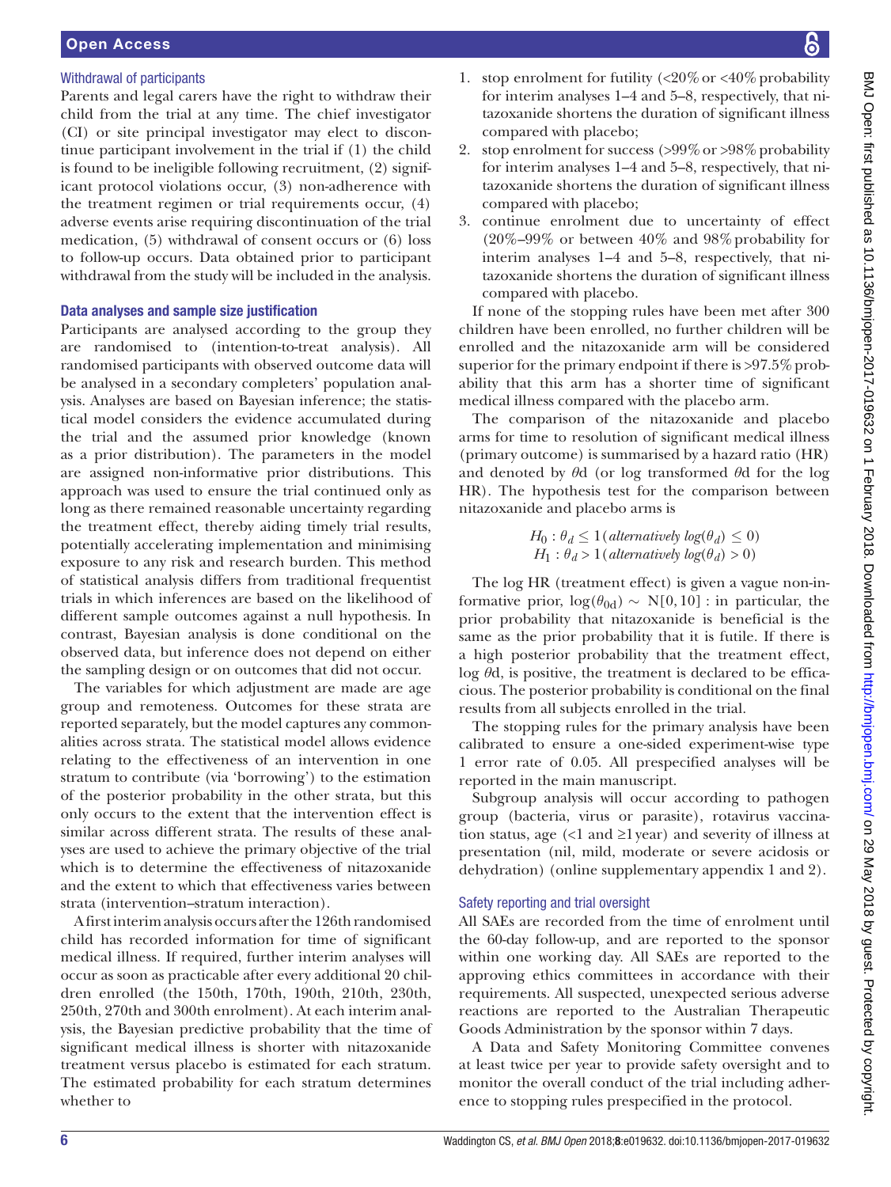### Withdrawal of participants

Parents and legal carers have the right to withdraw their child from the trial at any time. The chief investigator (CI) or site principal investigator may elect to discontinue participant involvement in the trial if (1) the child is found to be ineligible following recruitment, (2) significant protocol violations occur, (3) non-adherence with the treatment regimen or trial requirements occur, (4) adverse events arise requiring discontinuation of the trial medication, (5) withdrawal of consent occurs or (6) loss to follow-up occurs. Data obtained prior to participant withdrawal from the study will be included in the analysis.

### Data analyses and sample size justification

Participants are analysed according to the group they are randomised to (intention-to-treat analysis). All randomised participants with observed outcome data will be analysed in a secondary completers' population analysis. Analyses are based on Bayesian inference; the statistical model considers the evidence accumulated during the trial and the assumed prior knowledge (known as a prior distribution). The parameters in the model are assigned non-informative prior distributions. This approach was used to ensure the trial continued only as long as there remained reasonable uncertainty regarding the treatment effect, thereby aiding timely trial results, potentially accelerating implementation and minimising exposure to any risk and research burden. This method of statistical analysis differs from traditional frequentist trials in which inferences are based on the likelihood of different sample outcomes against a null hypothesis. In contrast, Bayesian analysis is done conditional on the observed data, but inference does not depend on either the sampling design or on outcomes that did not occur.

The variables for which adjustment are made are age group and remoteness. Outcomes for these strata are reported separately, but the model captures any commonalities across strata. The statistical model allows evidence relating to the effectiveness of an intervention in one stratum to contribute (via 'borrowing') to the estimation of the posterior probability in the other strata, but this only occurs to the extent that the intervention effect is similar across different strata. The results of these analyses are used to achieve the primary objective of the trial which is to determine the effectiveness of nitazoxanide and the extent to which that effectiveness varies between strata (intervention–stratum interaction).

A first interim analysis occurs after the 126th randomised child has recorded information for time of significant medical illness. If required, further interim analyses will occur as soon as practicable after every additional 20 children enrolled (the 150th, 170th, 190th, 210th, 230th, 250th, 270th and 300th enrolment). At each interim analysis, the Bayesian predictive probability that the time of significant medical illness is shorter with nitazoxanide treatment versus placebo is estimated for each stratum. The estimated probability for each stratum determines whether to

1. stop enrolment for futility (<20% or <40% probability for interim analyses 1–4 and 5–8, respectively, that nitazoxanide shortens the duration of significant illness compared with placebo;
2. stop enrolment for success (>99% or >98% probability for interim analyses 1–4 and 5–8, respectively, that nitazoxanide shortens the duration of significant illness compared with placebo;
3. continue enrolment due to uncertainty of effect (20%–99% or between 40% and 98% probability for interim analyses 1–4 and 5–8, respectively, that nitazoxanide shortens the duration of significant illness compared with placebo.

If none of the stopping rules have been met after 300 children have been enrolled, no further children will be enrolled and the nitazoxanide arm will be considered superior for the primary endpoint if there is >97.5% probability that this arm has a shorter time of significant medical illness compared with the placebo arm.

The comparison of the nitazoxanide and placebo arms for time to resolution of significant medical illness (primary outcome) is summarised by a hazard ratio (HR) and denoted by $\theta$d (or log transformed $\theta$d for the log HR). The hypothesis test for the comparison between nitazoxanide and placebo arms is

$$H_0 : \theta_d \leq 1 (\textit{alternatively } log(\theta_d) \leq 0)$$
$$H_1 : \theta_d > 1 (\textit{alternatively } log(\theta_d) > 0)$$

The log HR (treatment effect) is given a vague non-informative prior, $\log(\theta_{0d}) \sim \mathrm{N}[0, 10]$ : in particular, the prior probability that nitazoxanide is beneficial is the same as the prior probability that it is futile. If there is a high posterior probability that the treatment effect, log $\theta$d, is positive, the treatment is declared to be efficacious. The posterior probability is conditional on the final results from all subjects enrolled in the trial.

The stopping rules for the primary analysis have been calibrated to ensure a one-sided experiment-wise type 1 error rate of 0.05. All prespecified analyses will be reported in the main manuscript.

Subgroup analysis will occur according to pathogen group (bacteria, virus or parasite), rotavirus vaccination status, age (<1 and ≥1 year) and severity of illness at presentation (nil, mild, moderate or severe acidosis or dehydration) (online supplementary appendix 1 and 2).

### Safety reporting and trial oversight

All SAEs are recorded from the time of enrolment until the 60-day follow-up, and are reported to the sponsor within one working day. All SAEs are reported to the approving ethics committees in accordance with their requirements. All suspected, unexpected serious adverse reactions are reported to the Australian Therapeutic Goods Administration by the sponsor within 7 days.

A Data and Safety Monitoring Committee convenes at least twice per year to provide safety oversight and to monitor the overall conduct of the trial including adherence to stopping rules prespecified in the protocol.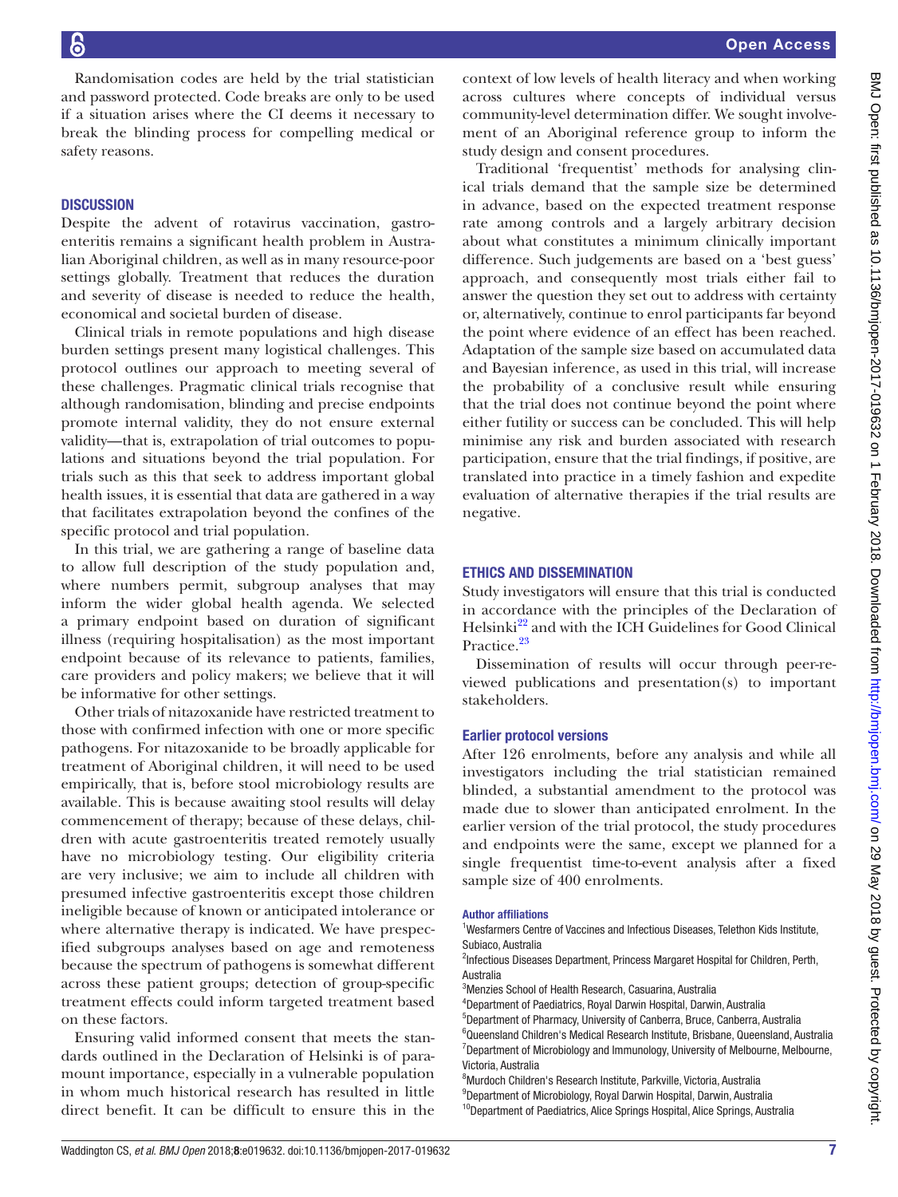Randomisation codes are held by the trial statistician and password protected. Code breaks are only to be used if a situation arises where the CI deems it necessary to break the blinding process for compelling medical or safety reasons.

## DISCUSSION

Despite the advent of rotavirus vaccination, gastroenteritis remains a significant health problem in Australian Aboriginal children, as well as in many resource-poor settings globally. Treatment that reduces the duration and severity of disease is needed to reduce the health, economical and societal burden of disease.

Clinical trials in remote populations and high disease burden settings present many logistical challenges. This protocol outlines our approach to meeting several of these challenges. Pragmatic clinical trials recognise that although randomisation, blinding and precise endpoints promote internal validity, they do not ensure external validity—that is, extrapolation of trial outcomes to populations and situations beyond the trial population. For trials such as this that seek to address important global health issues, it is essential that data are gathered in a way that facilitates extrapolation beyond the confines of the specific protocol and trial population.

In this trial, we are gathering a range of baseline data to allow full description of the study population and, where numbers permit, subgroup analyses that may inform the wider global health agenda. We selected a primary endpoint based on duration of significant illness (requiring hospitalisation) as the most important endpoint because of its relevance to patients, families, care providers and policy makers; we believe that it will be informative for other settings.

Other trials of nitazoxanide have restricted treatment to those with confirmed infection with one or more specific pathogens. For nitazoxanide to be broadly applicable for treatment of Aboriginal children, it will need to be used empirically, that is, before stool microbiology results are available. This is because awaiting stool results will delay commencement of therapy; because of these delays, children with acute gastroenteritis treated remotely usually have no microbiology testing. Our eligibility criteria are very inclusive; we aim to include all children with presumed infective gastroenteritis except those children ineligible because of known or anticipated intolerance or where alternative therapy is indicated. We have prespecified subgroups analyses based on age and remoteness because the spectrum of pathogens is somewhat different across these patient groups; detection of group-specific treatment effects could inform targeted treatment based on these factors.

Ensuring valid informed consent that meets the standards outlined in the Declaration of Helsinki is of paramount importance, especially in a vulnerable population in whom much historical research has resulted in little direct benefit. It can be difficult to ensure this in the context of low levels of health literacy and when working across cultures where concepts of individual versus community-level determination differ. We sought involvement of an Aboriginal reference group to inform the study design and consent procedures.

Traditional 'frequentist' methods for analysing clinical trials demand that the sample size be determined in advance, based on the expected treatment response rate among controls and a largely arbitrary decision about what constitutes a minimum clinically important difference. Such judgements are based on a 'best guess' approach, and consequently most trials either fail to answer the question they set out to address with certainty or, alternatively, continue to enrol participants far beyond the point where evidence of an effect has been reached. Adaptation of the sample size based on accumulated data and Bayesian inference, as used in this trial, will increase the probability of a conclusive result while ensuring that the trial does not continue beyond the point where either futility or success can be concluded. This will help minimise any risk and burden associated with research participation, ensure that the trial findings, if positive, are translated into practice in a timely fashion and expedite evaluation of alternative therapies if the trial results are negative.

## ETHICS AND DISSEMINATION

Study investigators will ensure that this trial is conducted in accordance with the principles of the Declaration of Helsinki[22] and with the ICH Guidelines for Good Clinical Practice.[23]

Dissemination of results will occur through peer-reviewed publications and presentation(s) to important stakeholders.

### Earlier protocol versions

After 126 enrolments, before any analysis and while all investigators including the trial statistician remained blinded, a substantial amendment to the protocol was made due to slower than anticipated enrolment. In the earlier version of the trial protocol, the study procedures and endpoints were the same, except we planned for a single frequentist time-to-event analysis after a fixed sample size of 400 enrolments.

#### Author affiliations

[1]Wesfarmers Centre of Vaccines and Infectious Diseases, Telethon Kids Institute, Subiaco, Australia
[2]Infectious Diseases Department, Princess Margaret Hospital for Children, Perth, Australia
[3]Menzies School of Health Research, Casuarina, Australia
[4]Department of Paediatrics, Royal Darwin Hospital, Darwin, Australia
[5]Department of Pharmacy, University of Canberra, Bruce, Canberra, Australia
[6]Queensland Children's Medical Research Institute, Brisbane, Queensland, Australia
[7]Department of Microbiology and Immunology, University of Melbourne, Melbourne, Victoria, Australia
[8]Murdoch Children's Research Institute, Parkville, Victoria, Australia
[9]Department of Microbiology, Royal Darwin Hospital, Darwin, Australia
[10]Department of Paediatrics, Alice Springs Hospital, Alice Springs, Australia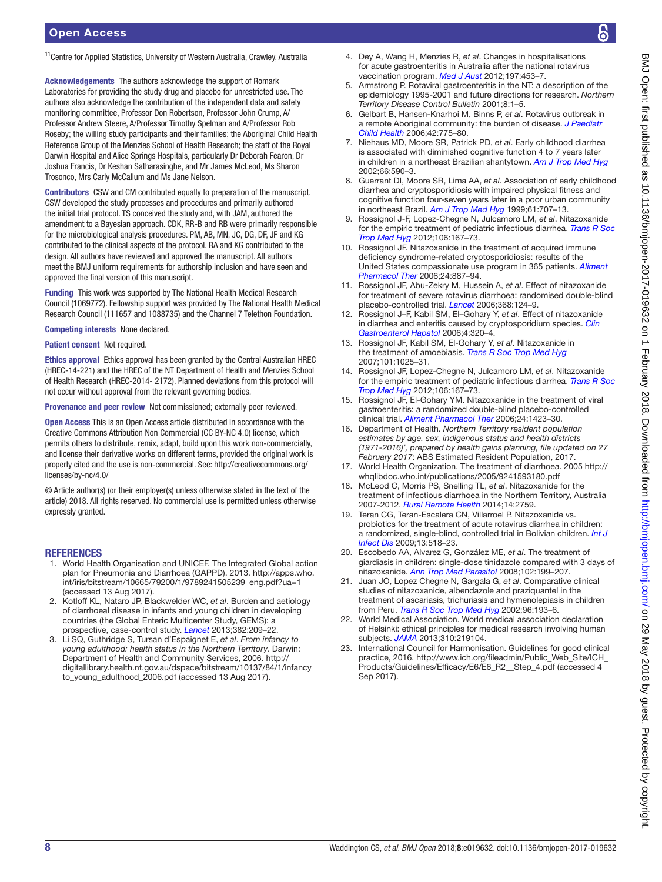[11]Centre for Applied Statistics, University of Western Australia, Crawley, Australia

**Acknowledgements** The authors acknowledge the support of Romark Laboratories for providing the study drug and placebo for unrestricted use. The authors also acknowledge the contribution of the independent data and safety monitoring committee, Professor Don Robertson, Professor John Crump, A/Professor Andrew Steere, A/Professor Timothy Spelman and A/Professor Rob Roseby; the willing study participants and their families; the Aboriginal Child Health Reference Group of the Menzies School of Health Research; the staff of the Royal Darwin Hospital and Alice Springs Hospitals, particularly Dr Deborah Fearon, Dr Joshua Francis, Dr Keshan Satharasinghe, and Mr James McLeod, Ms Sharon Trosonco, Mrs Carly McCallum and Ms Jane Nelson.

**Contributors** CSW and CM contributed equally to preparation of the manuscript. CSW developed the study processes and procedures and primarily authored the initial trial protocol. TS conceived the study and, with JAM, authored the amendment to a Bayesian approach. CDK, RR-B and RB were primarily responsible for the microbiological analysis procedures. PM, AB, MN, JC, DG, DF, JF and KG contributed to the clinical aspects of the protocol. RA and KG contributed to the design. All authors have reviewed and approved the manuscript. All authors meet the BMJ uniform requirements for authorship inclusion and have seen and approved the final version of this manuscript.

**Funding** This work was supported by The National Health Medical Research Council (1069772). Fellowship support was provided by The National Health Medical Research Council (111657 and 1088735) and the Channel 7 Telethon Foundation.

**Competing interests** None declared.

**Patient consent** Not required.

**Ethics approval** Ethics approval has been granted by the Central Australian HREC (HREC-14-221) and the HREC of the NT Department of Health and Menzies School of Health Research (HREC-2014- 2172). Planned deviations from this protocol will not occur without approval from the relevant governing bodies.

**Provenance and peer review** Not commissioned; externally peer reviewed.

**Open Access** This is an Open Access article distributed in accordance with the Creative Commons Attribution Non Commercial (CC BY-NC 4.0) license, which permits others to distribute, remix, adapt, build upon this work non-commercially, and license their derivative works on different terms, provided the original work is properly cited and the use is non-commercial. See: http://creativecommons.org/licenses/by-nc/4.0/

© Article author(s) (or their employer(s) unless otherwise stated in the text of the article) 2018. All rights reserved. No commercial use is permitted unless otherwise expressly granted.

## REFERENCES

1. World Health Organisation and UNICEF. The Integrated Global action plan for Pneumonia and Diarrhoea (GAPPD). 2013. http://apps.who.int/iris/bitstream/10665/79200/1/9789241505239_eng.pdf?ua=1 (accessed 13 Aug 2017).
2. Kotloff KL, Nataro JP, Blackwelder WC, *et al*. Burden and aetiology of diarrhoeal disease in infants and young children in developing countries (the Global Enteric Multicenter Study, GEMS): a prospective, case-control study. *Lancet* 2013;382:209–22.
3. Li SQ, Guthridge S, Tursan d'Espaignet E, *et al*. *From infancy to young adulthood: health status in the Northern Territory*. Darwin: Department of Health and Community Services, 2006. http://digitallibrary.health.nt.gov.au/dspace/bitstream/10137/84/1/infancy_to_young_adulthood_2006.pdf (accessed 13 Aug 2017).
4. Dey A, Wang H, Menzies R, *et al*. Changes in hospitalisations for acute gastroenteritis in Australia after the national rotavirus vaccination program. *Med J Aust* 2012;197:453–7.
5. Armstrong P. Rotaviral gastroenteritis in the NT: a description of the epidemiology 1995-2001 and future directions for research. *Northern Territory Disease Control Bulletin* 2001;8:1–5.
6. Gelbart B, Hansen-Knarhoi M, Binns P, *et al*. Rotavirus outbreak in a remote Aboriginal community: the burden of disease. *J Paediatr Child Health* 2006;42:775–80.
7. Niehaus MD, Moore SR, Patrick PD, *et al*. Early childhood diarrhea is associated with diminished cognitive function 4 to 7 years later in children in a northeast Brazilian shantytown. *Am J Trop Med Hyg* 2002;66:590–3.
8. Guerrant DI, Moore SR, Lima AA, *et al*. Association of early childhood diarrhea and cryptosporidiosis with impaired physical fitness and cognitive function four-seven years later in a poor urban community in northeast Brazil. *Am J Trop Med Hyg* 1999;61:707–13.
9. Rossignol J-F, Lopez-Chegne N, Julcamoro LM, *et al*. Nitazoxanide for the empiric treatment of pediatric infectious diarrhea. *Trans R Soc Trop Med Hyg* 2012;106:167–73.
10. Rossignol JF. Nitazoxanide in the treatment of acquired immune deficiency syndrome-related cryptosporidiosis: results of the United States compassionate use program in 365 patients. *Aliment Pharmacol Ther* 2006;24:887–94.
11. Rossignol JF, Abu-Zekry M, Hussein A, *et al*. Effect of nitazoxanide for treatment of severe rotavirus diarrhoea: randomised double-blind placebo-controlled trial. *Lancet* 2006;368:124–9.
12. Rossignol J–F, Kabil SM, El–Gohary Y, *et al*. Effect of nitazoxanide in diarrhea and enteritis caused by cryptosporidium species. *Clin Gastroenterol Hepatol* 2006;4:320–4.
13. Rossignol JF, Kabil SM, El-Gohary Y, *et al*. Nitazoxanide in the treatment of amoebiasis. *Trans R Soc Trop Med Hyg* 2007;101:1025–31.
14. Rossignol JF, Lopez-Chegne N, Julcamoro LM, *et al*. Nitazoxanide for the empiric treatment of pediatric infectious diarrhea. *Trans R Soc Trop Med Hyg* 2012;106:167–73.
15. Rossignol JF, El-Gohary YM. Nitazoxanide in the treatment of viral gastroenteritis: a randomized double-blind placebo-controlled clinical trial. *Aliment Pharmacol Ther* 2006;24:1423–30.
16. Department of Health. *Northern Territory resident population estimates by age, sex, indigenous status and health districts (1971-2016)', prepared by health gains planning, file updated on 27 February 2017*: ABS Estimated Resident Population, 2017.
17. World Health Organization. The treatment of diarrhoea. 2005 http://whqlibdoc.who.int/publications/2005/9241593180.pdf
18. McLeod C, Morris PS, Snelling TL, *et al*. Nitazoxanide for the treatment of infectious diarrhoea in the Northern Territory, Australia 2007-2012. *Rural Remote Health* 2014;14:2759.
19. Teran CG, Teran-Escalera CN, Villarroel P. Nitazoxanide vs. probiotics for the treatment of acute rotavirus diarrhea in children: a randomized, single-blind, controlled trial in Bolivian children. *Int J Infect Dis* 2009;13:518–23.
20. Escobedo AA, Alvarez G, González ME, *et al*. The treatment of giardiasis in children: single-dose tinidazole compared with 3 days of nitazoxanide. *Ann Trop Med Parasitol* 2008;102:199–207.
21. Juan JO, Lopez Chegne N, Gargala G, *et al*. Comparative clinical studies of nitazoxanide, albendazole and praziquantel in the treatment of ascariasis, trichuriasis and hymenolepiasis in children from Peru. *Trans R Soc Trop Med Hyg* 2002;96:193–6.
22. World Medical Association. World medical association declaration of Helsinki: ethical principles for medical research involving human subjects. *JAMA* 2013;310:219104.
23. International Council for Harmonisation. Guidelines for good clinical practice, 2016. http://www.ich.org/fileadmin/Public_Web_Site/ICH_Products/Guidelines/Efficacy/E6/E6_R2__Step_4.pdf (accessed 4 Sep 2017).